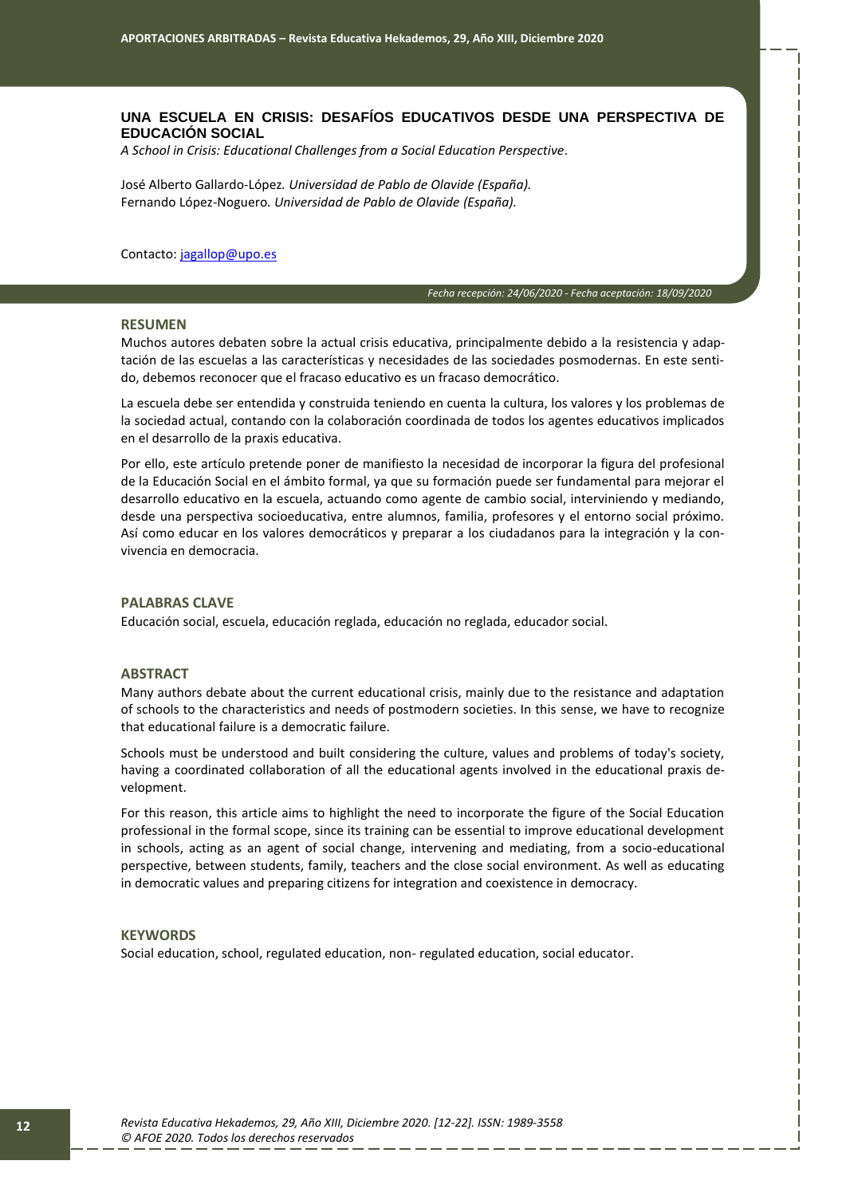# UNA ESCUELA EN CRISIS: DESAFÍOS EDUCATIVOS DESDE UNA PERSPECTIVA DE EDUCACIÓN SOCIAL

*A School in Crisis: Educational Challenges from a Social Education Perspective.*

José Alberto Gallardo-López. *Universidad de Pablo de Olavide (España).*
Fernando López-Noguero. *Universidad de Pablo de Olavide (España).*

Contacto: jagallop@upo.es

*Fecha recepción: 24/06/2020 - Fecha aceptación: 18/09/2020*

## RESUMEN

Muchos autores debaten sobre la actual crisis educativa, principalmente debido a la resistencia y adaptación de las escuelas a las características y necesidades de las sociedades posmodernas. En este sentido, debemos reconocer que el fracaso educativo es un fracaso democrático.

La escuela debe ser entendida y construida teniendo en cuenta la cultura, los valores y los problemas de la sociedad actual, contando con la colaboración coordinada de todos los agentes educativos implicados en el desarrollo de la praxis educativa.

Por ello, este artículo pretende poner de manifiesto la necesidad de incorporar la figura del profesional de la Educación Social en el ámbito formal, ya que su formación puede ser fundamental para mejorar el desarrollo educativo en la escuela, actuando como agente de cambio social, interviniendo y mediando, desde una perspectiva socioeducativa, entre alumnos, familia, profesores y el entorno social próximo. Así como educar en los valores democráticos y preparar a los ciudadanos para la integración y la convivencia en democracia.

## PALABRAS CLAVE

Educación social, escuela, educación reglada, educación no reglada, educador social.

## ABSTRACT

Many authors debate about the current educational crisis, mainly due to the resistance and adaptation of schools to the characteristics and needs of postmodern societies. In this sense, we have to recognize that educational failure is a democratic failure.

Schools must be understood and built considering the culture, values and problems of today's society, having a coordinated collaboration of all the educational agents involved in the educational praxis development.

For this reason, this article aims to highlight the need to incorporate the figure of the Social Education professional in the formal scope, since its training can be essential to improve educational development in schools, acting as an agent of social change, intervening and mediating, from a socio-educational perspective, between students, family, teachers and the close social environment. As well as educating in democratic values and preparing citizens for integration and coexistence in democracy.

## KEYWORDS

Social education, school, regulated education, non- regulated education, social educator.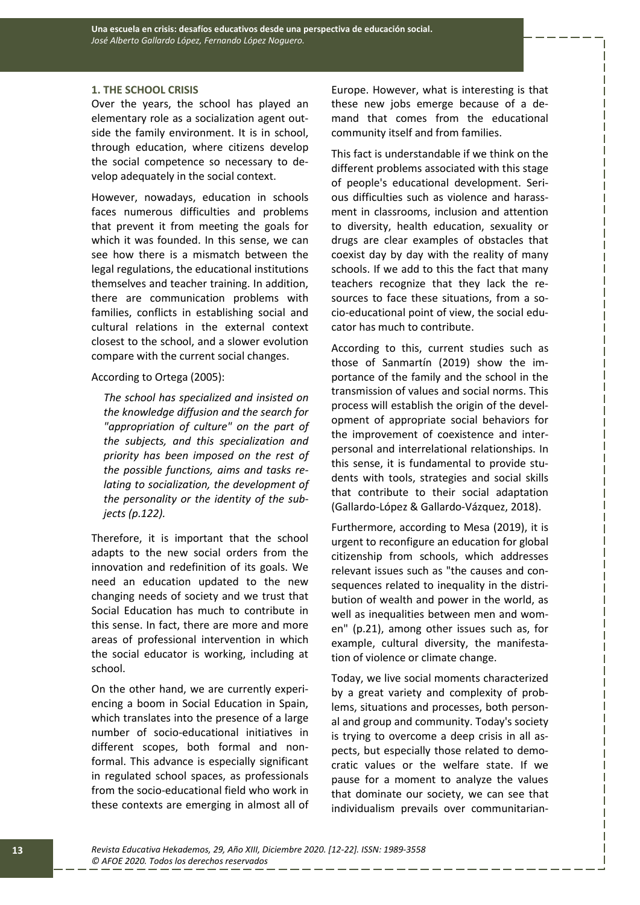### 1. THE SCHOOL CRISIS

Over the years, the school has played an elementary role as a socialization agent outside the family environment. It is in school, through education, where citizens develop the social competence so necessary to develop adequately in the social context.

However, nowadays, education in schools faces numerous difficulties and problems that prevent it from meeting the goals for which it was founded. In this sense, we can see how there is a mismatch between the legal regulations, the educational institutions themselves and teacher training. In addition, there are communication problems with families, conflicts in establishing social and cultural relations in the external context closest to the school, and a slower evolution compare with the current social changes.

According to Ortega (2005):

> *The school has specialized and insisted on the knowledge diffusion and the search for "appropriation of culture" on the part of the subjects, and this specialization and priority has been imposed on the rest of the possible functions, aims and tasks relating to socialization, the development of the personality or the identity of the subjects (p.122).*

Therefore, it is important that the school adapts to the new social orders from the innovation and redefinition of its goals. We need an education updated to the new changing needs of society and we trust that Social Education has much to contribute in this sense. In fact, there are more and more areas of professional intervention in which the social educator is working, including at school.

On the other hand, we are currently experiencing a boom in Social Education in Spain, which translates into the presence of a large number of socio-educational initiatives in different scopes, both formal and non-formal. This advance is especially significant in regulated school spaces, as professionals from the socio-educational field who work in these contexts are emerging in almost all of Europe. However, what is interesting is that these new jobs emerge because of a demand that comes from the educational community itself and from families.

This fact is understandable if we think on the different problems associated with this stage of people's educational development. Serious difficulties such as violence and harassment in classrooms, inclusion and attention to diversity, health education, sexuality or drugs are clear examples of obstacles that coexist day by day with the reality of many schools. If we add to this the fact that many teachers recognize that they lack the resources to face these situations, from a socio-educational point of view, the social educator has much to contribute.

According to this, current studies such as those of Sanmartín (2019) show the importance of the family and the school in the transmission of values and social norms. This process will establish the origin of the development of appropriate social behaviors for the improvement of coexistence and interpersonal and interrelational relationships. In this sense, it is fundamental to provide students with tools, strategies and social skills that contribute to their social adaptation (Gallardo-López & Gallardo-Vázquez, 2018).

Furthermore, according to Mesa (2019), it is urgent to reconfigure an education for global citizenship from schools, which addresses relevant issues such as "the causes and consequences related to inequality in the distribution of wealth and power in the world, as well as inequalities between men and women" (p.21), among other issues such as, for example, cultural diversity, the manifestation of violence or climate change.

Today, we live social moments characterized by a great variety and complexity of problems, situations and processes, both personal and group and community. Today's society is trying to overcome a deep crisis in all aspects, but especially those related to democratic values or the welfare state. If we pause for a moment to analyze the values that dominate our society, we can see that individualism prevails over communitarian-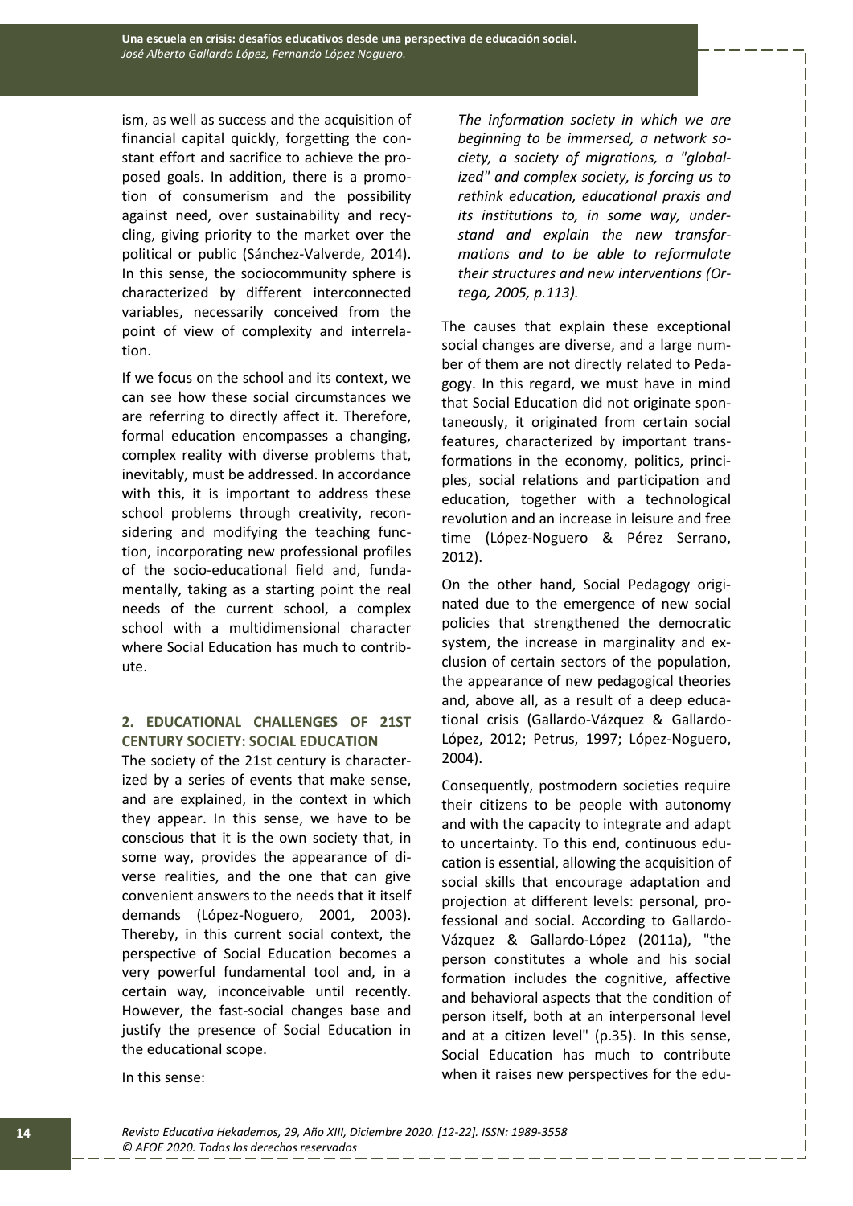ism, as well as success and the acquisition of financial capital quickly, forgetting the constant effort and sacrifice to achieve the proposed goals. In addition, there is a promotion of consumerism and the possibility against need, over sustainability and recycling, giving priority to the market over the political or public (Sánchez-Valverde, 2014). In this sense, the sociocommunity sphere is characterized by different interconnected variables, necessarily conceived from the point of view of complexity and interrelation.

If we focus on the school and its context, we can see how these social circumstances we are referring to directly affect it. Therefore, formal education encompasses a changing, complex reality with diverse problems that, inevitably, must be addressed. In accordance with this, it is important to address these school problems through creativity, reconsidering and modifying the teaching function, incorporating new professional profiles of the socio-educational field and, fundamentally, taking as a starting point the real needs of the current school, a complex school with a multidimensional character where Social Education has much to contribute.

## 2. EDUCATIONAL CHALLENGES OF 21ST CENTURY SOCIETY: SOCIAL EDUCATION

The society of the 21st century is characterized by a series of events that make sense, and are explained, in the context in which they appear. In this sense, we have to be conscious that it is the own society that, in some way, provides the appearance of diverse realities, and the one that can give convenient answers to the needs that it itself demands (López-Noguero, 2001, 2003). Thereby, in this current social context, the perspective of Social Education becomes a very powerful fundamental tool and, in a certain way, inconceivable until recently. However, the fast-social changes base and justify the presence of Social Education in the educational scope.

In this sense:

> *The information society in which we are beginning to be immersed, a network society, a society of migrations, a "globalized" and complex society, is forcing us to rethink education, educational praxis and its institutions to, in some way, understand and explain the new transformations and to be able to reformulate their structures and new interventions (Ortega, 2005, p.113).*

The causes that explain these exceptional social changes are diverse, and a large number of them are not directly related to Pedagogy. In this regard, we must have in mind that Social Education did not originate spontaneously, it originated from certain social features, characterized by important transformations in the economy, politics, principles, social relations and participation and education, together with a technological revolution and an increase in leisure and free time (López-Noguero & Pérez Serrano, 2012).

On the other hand, Social Pedagogy originated due to the emergence of new social policies that strengthened the democratic system, the increase in marginality and exclusion of certain sectors of the population, the appearance of new pedagogical theories and, above all, as a result of a deep educational crisis (Gallardo-Vázquez & Gallardo-López, 2012; Petrus, 1997; López-Noguero, 2004).

Consequently, postmodern societies require their citizens to be people with autonomy and with the capacity to integrate and adapt to uncertainty. To this end, continuous education is essential, allowing the acquisition of social skills that encourage adaptation and projection at different levels: personal, professional and social. According to Gallardo-Vázquez & Gallardo-López (2011a), "the person constitutes a whole and his social formation includes the cognitive, affective and behavioral aspects that the condition of person itself, both at an interpersonal level and at a citizen level" (p.35). In this sense, Social Education has much to contribute when it raises new perspectives for the edu-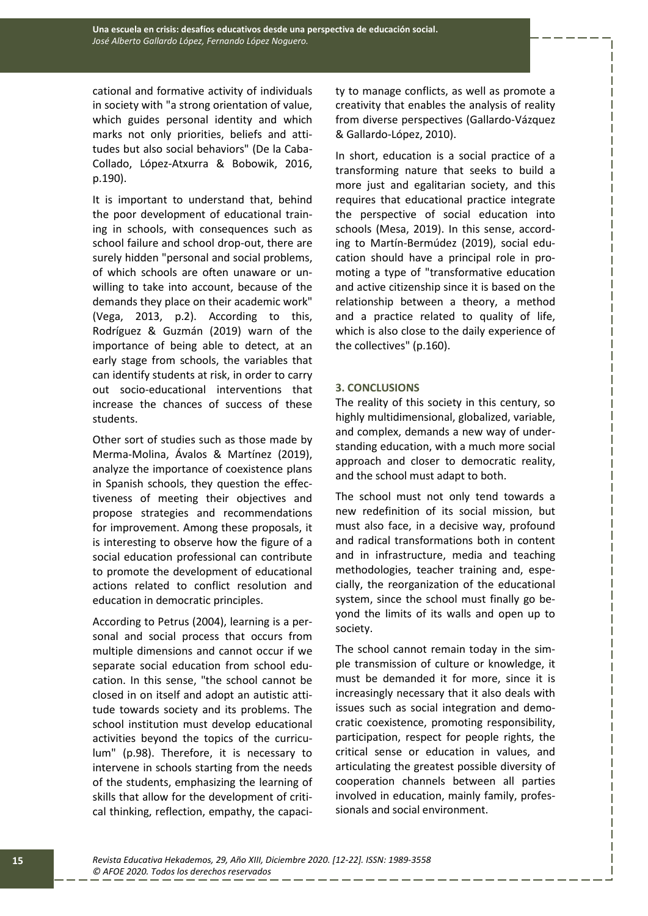cational and formative activity of individuals in society with "a strong orientation of value, which guides personal identity and which marks not only priorities, beliefs and attitudes but also social behaviors" (De la Caba-Collado, López-Atxurra & Bobowik, 2016, p.190).

It is important to understand that, behind the poor development of educational training in schools, with consequences such as school failure and school drop-out, there are surely hidden "personal and social problems, of which schools are often unaware or unwilling to take into account, because of the demands they place on their academic work" (Vega, 2013, p.2). According to this, Rodríguez & Guzmán (2019) warn of the importance of being able to detect, at an early stage from schools, the variables that can identify students at risk, in order to carry out socio-educational interventions that increase the chances of success of these students.

Other sort of studies such as those made by Merma-Molina, Ávalos & Martínez (2019), analyze the importance of coexistence plans in Spanish schools, they question the effectiveness of meeting their objectives and propose strategies and recommendations for improvement. Among these proposals, it is interesting to observe how the figure of a social education professional can contribute to promote the development of educational actions related to conflict resolution and education in democratic principles.

According to Petrus (2004), learning is a personal and social process that occurs from multiple dimensions and cannot occur if we separate social education from school education. In this sense, "the school cannot be closed in on itself and adopt an autistic attitude towards society and its problems. The school institution must develop educational activities beyond the topics of the curriculum" (p.98). Therefore, it is necessary to intervene in schools starting from the needs of the students, emphasizing the learning of skills that allow for the development of critical thinking, reflection, empathy, the capacity to manage conflicts, as well as promote a creativity that enables the analysis of reality from diverse perspectives (Gallardo-Vázquez & Gallardo-López, 2010).

In short, education is a social practice of a transforming nature that seeks to build a more just and egalitarian society, and this requires that educational practice integrate the perspective of social education into schools (Mesa, 2019). In this sense, according to Martín-Bermúdez (2019), social education should have a principal role in promoting a type of "transformative education and active citizenship since it is based on the relationship between a theory, a method and a practice related to quality of life, which is also close to the daily experience of the collectives" (p.160).

## 3. CONCLUSIONS

The reality of this society in this century, so highly multidimensional, globalized, variable, and complex, demands a new way of understanding education, with a much more social approach and closer to democratic reality, and the school must adapt to both.

The school must not only tend towards a new redefinition of its social mission, but must also face, in a decisive way, profound and radical transformations both in content and in infrastructure, media and teaching methodologies, teacher training and, especially, the reorganization of the educational system, since the school must finally go beyond the limits of its walls and open up to society.

The school cannot remain today in the simple transmission of culture or knowledge, it must be demanded it for more, since it is increasingly necessary that it also deals with issues such as social integration and democratic coexistence, promoting responsibility, participation, respect for people rights, the critical sense or education in values, and articulating the greatest possible diversity of cooperation channels between all parties involved in education, mainly family, professionals and social environment.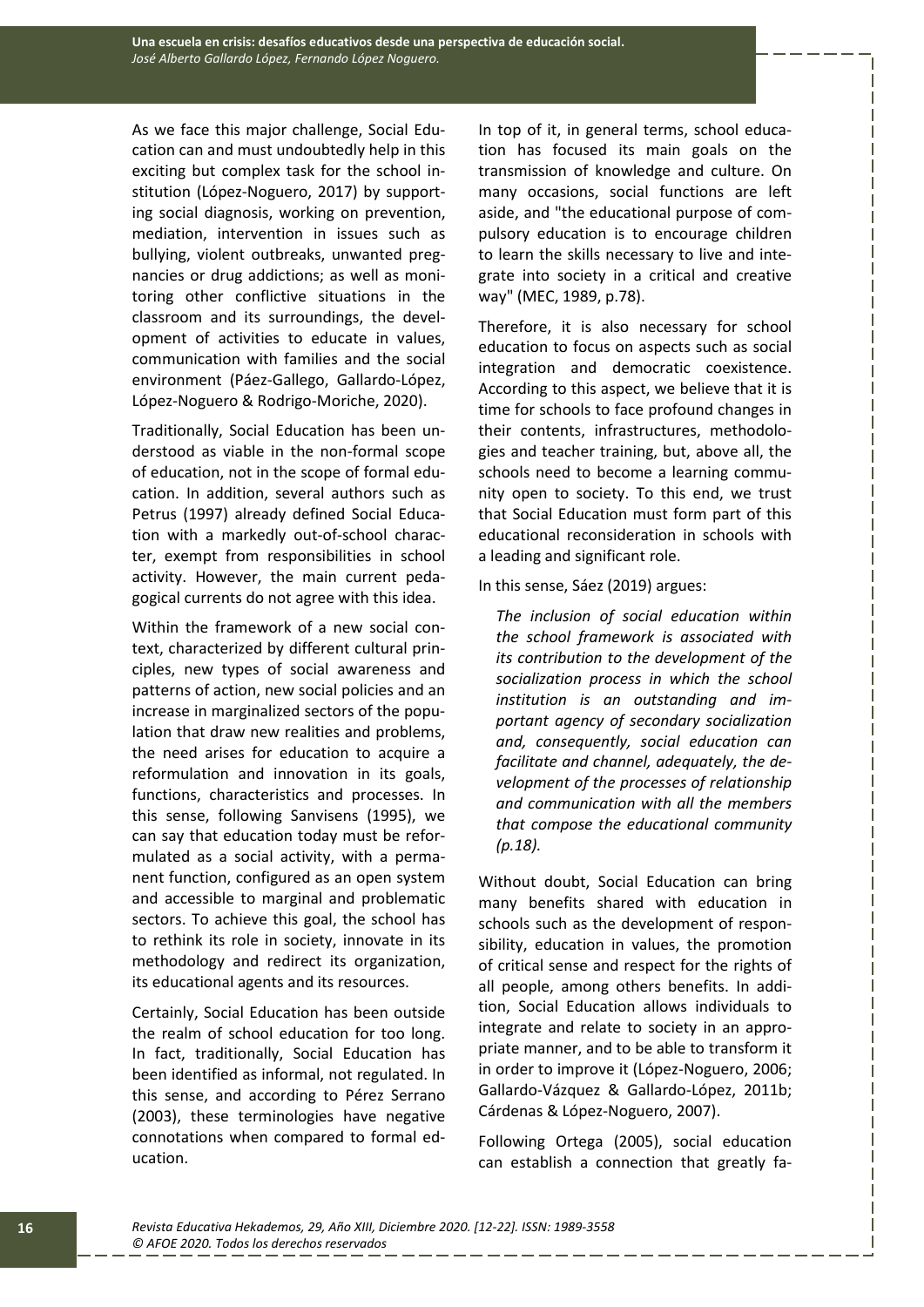As we face this major challenge, Social Education can and must undoubtedly help in this exciting but complex task for the school institution (López-Noguero, 2017) by supporting social diagnosis, working on prevention, mediation, intervention in issues such as bullying, violent outbreaks, unwanted pregnancies or drug addictions; as well as monitoring other conflictive situations in the classroom and its surroundings, the development of activities to educate in values, communication with families and the social environment (Páez-Gallego, Gallardo-López, López-Noguero & Rodrigo-Moriche, 2020).

Traditionally, Social Education has been understood as viable in the non-formal scope of education, not in the scope of formal education. In addition, several authors such as Petrus (1997) already defined Social Education with a markedly out-of-school character, exempt from responsibilities in school activity. However, the main current pedagogical currents do not agree with this idea.

Within the framework of a new social context, characterized by different cultural principles, new types of social awareness and patterns of action, new social policies and an increase in marginalized sectors of the population that draw new realities and problems, the need arises for education to acquire a reformulation and innovation in its goals, functions, characteristics and processes. In this sense, following Sanvisens (1995), we can say that education today must be reformulated as a social activity, with a permanent function, configured as an open system and accessible to marginal and problematic sectors. To achieve this goal, the school has to rethink its role in society, innovate in its methodology and redirect its organization, its educational agents and its resources.

Certainly, Social Education has been outside the realm of school education for too long. In fact, traditionally, Social Education has been identified as informal, not regulated. In this sense, and according to Pérez Serrano (2003), these terminologies have negative connotations when compared to formal education.

In top of it, in general terms, school education has focused its main goals on the transmission of knowledge and culture. On many occasions, social functions are left aside, and "the educational purpose of compulsory education is to encourage children to learn the skills necessary to live and integrate into society in a critical and creative way" (MEC, 1989, p.78).

Therefore, it is also necessary for school education to focus on aspects such as social integration and democratic coexistence. According to this aspect, we believe that it is time for schools to face profound changes in their contents, infrastructures, methodologies and teacher training, but, above all, the schools need to become a learning community open to society. To this end, we trust that Social Education must form part of this educational reconsideration in schools with a leading and significant role.

In this sense, Sáez (2019) argues:

> *The inclusion of social education within the school framework is associated with its contribution to the development of the socialization process in which the school institution is an outstanding and important agency of secondary socialization and, consequently, social education can facilitate and channel, adequately, the development of the processes of relationship and communication with all the members that compose the educational community (p.18).*

Without doubt, Social Education can bring many benefits shared with education in schools such as the development of responsibility, education in values, the promotion of critical sense and respect for the rights of all people, among others benefits. In addition, Social Education allows individuals to integrate and relate to society in an appropriate manner, and to be able to transform it in order to improve it (López-Noguero, 2006; Gallardo-Vázquez & Gallardo-López, 2011b; Cárdenas & López-Noguero, 2007).

Following Ortega (2005), social education can establish a connection that greatly fa-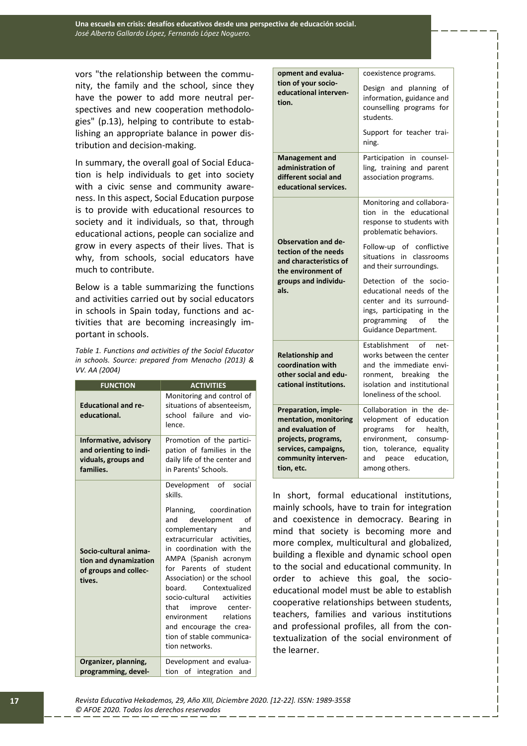vors "the relationship between the community, the family and the school, since they have the power to add more neutral perspectives and new cooperation methodologies" (p.13), helping to contribute to establishing an appropriate balance in power distribution and decision-making.

In summary, the overall goal of Social Education is help individuals to get into society with a civic sense and community awareness. In this aspect, Social Education purpose is to provide with educational resources to society and it individuals, so that, through educational actions, people can socialize and grow in every aspects of their lives. That is why, from schools, social educators have much to contribute.

Below is a table summarizing the functions and activities carried out by social educators in schools in Spain today, functions and activities that are becoming increasingly important in schools.

*Table 1. Functions and activities of the Social Educator in schools. Source: prepared from Menacho (2013) & VV. AA (2004)*

| FUNCTION | ACTIVITIES |
|---|---|
| **Educational and re-educational.** | Monitoring and control of situations of absenteeism, school failure and violence. |
| **Informative, advisory and orienting to individuals, groups and families.** | Promotion of the participation of families in the daily life of the center and in Parents' Schools. |
| **Socio-cultural animation and dynamization of groups and collectives.** | Development of social skills.<br><br>Planning, coordination and development of complementary and extracurricular activities, in coordination with the AMPA (Spanish acronym for Parents of student Association) or the school board. Contextualized socio-cultural activities that improve center-environment relations and encourage the creation of stable communication networks. |
| **Organizer, planning, programming, development and evaluation of your socio-educational intervention.** | Development and evaluation of integration and coexistence programs.<br><br>Design and planning of information, guidance and counselling programs for students.<br><br>Support for teacher training. |
| **Management and administration of different social and educational services.** | Participation in counselling, training and parent association programs. |
| **Observation and detection of the needs and characteristics of the environment of groups and individuals.** | Monitoring and collaboration in the educational response to students with problematic behaviors.<br><br>Follow-up of conflictive situations in classrooms and their surroundings.<br><br>Detection of the socio-educational needs of the center and its surroundings, participating in the programming of the Guidance Department. |
| **Relationship and coordination with other social and educational institutions.** | Establishment of networks between the center and the immediate environment, breaking the isolation and institutional loneliness of the school. |
| **Preparation, implementation, monitoring and evaluation of projects, programs, services, campaigns, community intervention, etc.** | Collaboration in the development of education programs for health, environment, consumption, tolerance, equality and peace education, among others. |

In short, formal educational institutions, mainly schools, have to train for integration and coexistence in democracy. Bearing in mind that society is becoming more and more complex, multicultural and globalized, building a flexible and dynamic school open to the social and educational community. In order to achieve this goal, the socio-educational model must be able to establish cooperative relationships between students, teachers, families and various institutions and professional profiles, all from the contextualization of the social environment of the learner.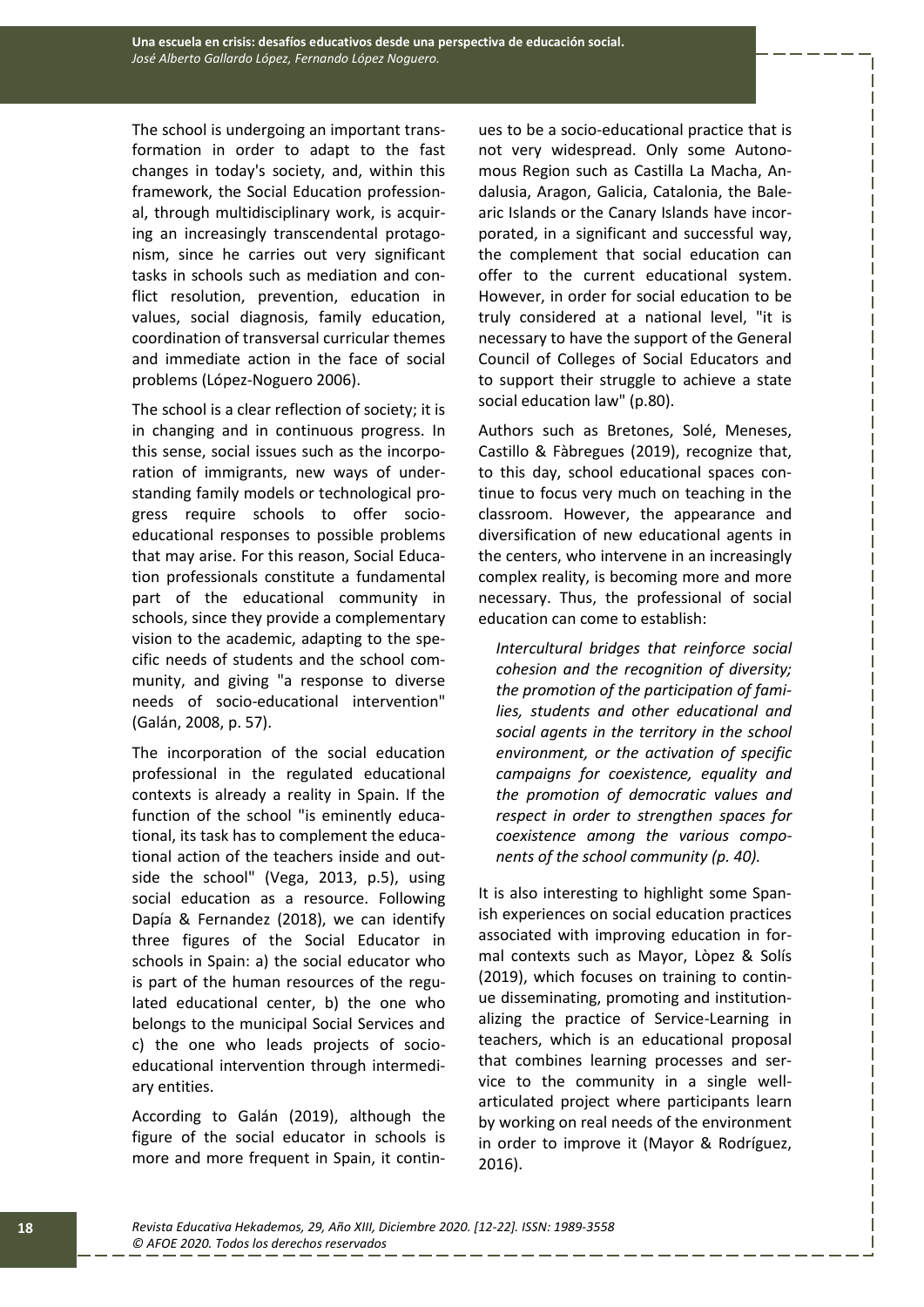The school is undergoing an important transformation in order to adapt to the fast changes in today's society, and, within this framework, the Social Education professional, through multidisciplinary work, is acquiring an increasingly transcendental protagonism, since he carries out very significant tasks in schools such as mediation and conflict resolution, prevention, education in values, social diagnosis, family education, coordination of transversal curricular themes and immediate action in the face of social problems (López-Noguero 2006).

The school is a clear reflection of society; it is in changing and in continuous progress. In this sense, social issues such as the incorporation of immigrants, new ways of understanding family models or technological progress require schools to offer socio-educational responses to possible problems that may arise. For this reason, Social Education professionals constitute a fundamental part of the educational community in schools, since they provide a complementary vision to the academic, adapting to the specific needs of students and the school community, and giving "a response to diverse needs of socio-educational intervention" (Galán, 2008, p. 57).

The incorporation of the social education professional in the regulated educational contexts is already a reality in Spain. If the function of the school "is eminently educational, its task has to complement the educational action of the teachers inside and outside the school" (Vega, 2013, p.5), using social education as a resource. Following Dapía & Fernandez (2018), we can identify three figures of the Social Educator in schools in Spain: a) the social educator who is part of the human resources of the regulated educational center, b) the one who belongs to the municipal Social Services and c) the one who leads projects of socio-educational intervention through intermediary entities.

According to Galán (2019), although the figure of the social educator in schools is more and more frequent in Spain, it continues to be a socio-educational practice that is not very widespread. Only some Autonomous Region such as Castilla La Macha, Andalusia, Aragon, Galicia, Catalonia, the Balearic Islands or the Canary Islands have incorporated, in a significant and successful way, the complement that social education can offer to the current educational system. However, in order for social education to be truly considered at a national level, "it is necessary to have the support of the General Council of Colleges of Social Educators and to support their struggle to achieve a state social education law" (p.80).

Authors such as Bretones, Solé, Meneses, Castillo & Fàbregues (2019), recognize that, to this day, school educational spaces continue to focus very much on teaching in the classroom. However, the appearance and diversification of new educational agents in the centers, who intervene in an increasingly complex reality, is becoming more and more necessary. Thus, the professional of social education can come to establish:

> *Intercultural bridges that reinforce social cohesion and the recognition of diversity; the promotion of the participation of families, students and other educational and social agents in the territory in the school environment, or the activation of specific campaigns for coexistence, equality and the promotion of democratic values and respect in order to strengthen spaces for coexistence among the various components of the school community (p. 40).*

It is also interesting to highlight some Spanish experiences on social education practices associated with improving education in formal contexts such as Mayor, Lòpez & Solís (2019), which focuses on training to continue disseminating, promoting and institutionalizing the practice of Service-Learning in teachers, which is an educational proposal that combines learning processes and service to the community in a single well-articulated project where participants learn by working on real needs of the environment in order to improve it (Mayor & Rodríguez, 2016).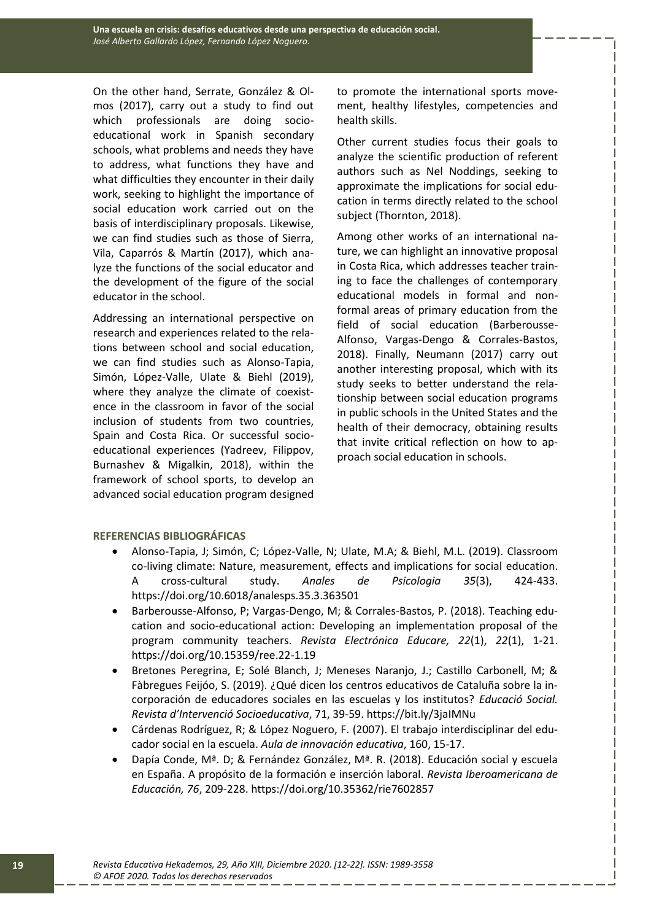On the other hand, Serrate, González & Olmos (2017), carry out a study to find out which professionals are doing socio-educational work in Spanish secondary schools, what problems and needs they have to address, what functions they have and what difficulties they encounter in their daily work, seeking to highlight the importance of social education work carried out on the basis of interdisciplinary proposals. Likewise, we can find studies such as those of Sierra, Vila, Caparrós & Martín (2017), which analyze the functions of the social educator and the development of the figure of the social educator in the school.

Addressing an international perspective on research and experiences related to the relations between school and social education, we can find studies such as Alonso-Tapia, Simón, López-Valle, Ulate & Biehl (2019), where they analyze the climate of coexistence in the classroom in favor of the social inclusion of students from two countries, Spain and Costa Rica. Or successful socio-educational experiences (Yadreev, Filippov, Burnashev & Migalkin, 2018), within the framework of school sports, to develop an advanced social education program designed to promote the international sports movement, healthy lifestyles, competencies and health skills.

Other current studies focus their goals to analyze the scientific production of referent authors such as Nel Noddings, seeking to approximate the implications for social education in terms directly related to the school subject (Thornton, 2018).

Among other works of an international nature, we can highlight an innovative proposal in Costa Rica, which addresses teacher training to face the challenges of contemporary educational models in formal and non-formal areas of primary education from the field of social education (Barberousse-Alfonso, Vargas-Dengo & Corrales-Bastos, 2018). Finally, Neumann (2017) carry out another interesting proposal, which with its study seeks to better understand the relationship between social education programs in public schools in the United States and the health of their democracy, obtaining results that invite critical reflection on how to approach social education in schools.

## REFERENCIAS BIBLIOGRÁFICAS

- Alonso-Tapia, J; Simón, C; López-Valle, N; Ulate, M.A; & Biehl, M.L. (2019). Classroom co-living climate: Nature, measurement, effects and implications for social education. A cross-cultural study. *Anales de Psicologia 35*(3), 424-433. https://doi.org/10.6018/analesps.35.3.363501
- Barberousse-Alfonso, P; Vargas-Dengo, M; & Corrales-Bastos, P. (2018). Teaching education and socio-educational action: Developing an implementation proposal of the program community teachers. *Revista Electrónica Educare, 22*(1), *22*(1), 1-21. https://doi.org/10.15359/ree.22-1.19
- Bretones Peregrina, E; Solé Blanch, J; Meneses Naranjo, J.; Castillo Carbonell, M; & Fàbregues Feijóo, S. (2019). ¿Qué dicen los centros educativos de Cataluña sobre la incorporación de educadores sociales en las escuelas y los institutos? *Educació Social. Revista d'Intervenció Socioeducativa*, 71, 39-59. https://bit.ly/3jaIMNu
- Cárdenas Rodríguez, R; & López Noguero, F. (2007). El trabajo interdisciplinar del educador social en la escuela. *Aula de innovación educativa*, 160, 15-17.
- Dapía Conde, Mª. D; & Fernández González, Mª. R. (2018). Educación social y escuela en España. A propósito de la formación e inserción laboral. *Revista Iberoamericana de Educación, 76*, 209-228. https://doi.org/10.35362/rie7602857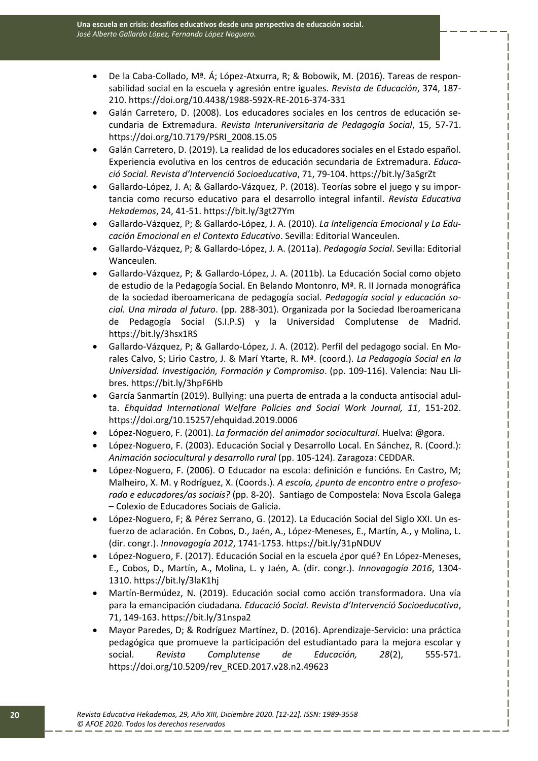- De la Caba-Collado, Mª. Á; López-Atxurra, R; & Bobowik, M. (2016). Tareas de responsabilidad social en la escuela y agresión entre iguales. *Revista de Educación*, 374, 187-210. https://doi.org/10.4438/1988-592X-RE-2016-374-331
- Galán Carretero, D. (2008). Los educadores sociales en los centros de educación secundaria de Extremadura. *Revista Interuniversitaria de Pedagogía Social*, 15, 57-71. https://doi.org/10.7179/PSRI_2008.15.05
- Galán Carretero, D. (2019). La realidad de los educadores sociales en el Estado español. Experiencia evolutiva en los centros de educación secundaria de Extremadura. *Educació Social. Revista d'Intervenció Socioeducativa*, 71, 79-104. https://bit.ly/3aSgrZt
- Gallardo-López, J. A; & Gallardo-Vázquez, P. (2018). Teorías sobre el juego y su importancia como recurso educativo para el desarrollo integral infantil. *Revista Educativa Hekademos*, 24, 41-51. https://bit.ly/3gt27Ym
- Gallardo-Vázquez, P; & Gallardo-López, J. A. (2010). *La Inteligencia Emocional y La Educación Emocional en el Contexto Educativo*. Sevilla: Editorial Wanceulen.
- Gallardo-Vázquez, P; & Gallardo-López, J. A. (2011a). *Pedagogía Social*. Sevilla: Editorial Wanceulen.
- Gallardo-Vázquez, P; & Gallardo-López, J. A. (2011b). La Educación Social como objeto de estudio de la Pedagogía Social. En Belando Montonro, Mª. R. II Jornada monográfica de la sociedad iberoamericana de pedagogía social. *Pedagogía social y educación social. Una mirada al futuro*. (pp. 288-301). Organizada por la Sociedad Iberoamericana de Pedagogía Social (S.I.P.S) y la Universidad Complutense de Madrid. https://bit.ly/3hsx1RS
- Gallardo-Vázquez, P; & Gallardo-López, J. A. (2012). Perfil del pedagogo social. En Morales Calvo, S; Lirio Castro, J. & Marí Ytarte, R. Mª. (coord.). *La Pedagogía Social en la Universidad. Investigación, Formación y Compromiso*. (pp. 109-116). Valencia: Nau Llibres. https://bit.ly/3hpF6Hb
- García Sanmartín (2019). Bullying: una puerta de entrada a la conducta antisocial adulta. *Ehquidad International Welfare Policies and Social Work Journal, 11*, 151-202. https://doi.org/10.15257/ehquidad.2019.0006
- López-Noguero, F. (2001). *La formación del animador sociocultural*. Huelva: @gora.
- López-Noguero, F. (2003). Educación Social y Desarrollo Local. En Sánchez, R. (Coord.): *Animación sociocultural y desarrollo rural* (pp. 105-124). Zaragoza: CEDDAR.
- López-Noguero, F. (2006). O Educador na escola: definición e funcións. En Castro, M; Malheiro, X. M. y Rodríguez, X. (Coords.). *A escola, ¿punto de encontro entre o profesorado e educadores/as sociais?* (pp. 8-20). Santiago de Compostela: Nova Escola Galega – Colexio de Educadores Sociais de Galicia.
- López-Noguero, F; & Pérez Serrano, G. (2012). La Educación Social del Siglo XXI. Un esfuerzo de aclaración. En Cobos, D., Jaén, A., López-Meneses, E., Martín, A., y Molina, L. (dir. congr.). *Innovagogía 2012*, 1741-1753. https://bit.ly/31pNDUV
- López-Noguero, F. (2017). Educación Social en la escuela ¿por qué? En López-Meneses, E., Cobos, D., Martín, A., Molina, L. y Jaén, A. (dir. congr.). *Innovagogía 2016*, 1304-1310. https://bit.ly/3laK1hj
- Martín-Bermúdez, N. (2019). Educación social como acción transformadora. Una vía para la emancipación ciudadana. *Educació Social. Revista d'Intervenció Socioeducativa*, 71, 149-163. https://bit.ly/31nspa2
- Mayor Paredes, D; & Rodríguez Martínez, D. (2016). Aprendizaje-Servicio: una práctica pedagógica que promueve la participación del estudiantado para la mejora escolar y social. *Revista Complutense de Educación, 28*(2), 555-571. https://doi.org/10.5209/rev_RCED.2017.v28.n2.49623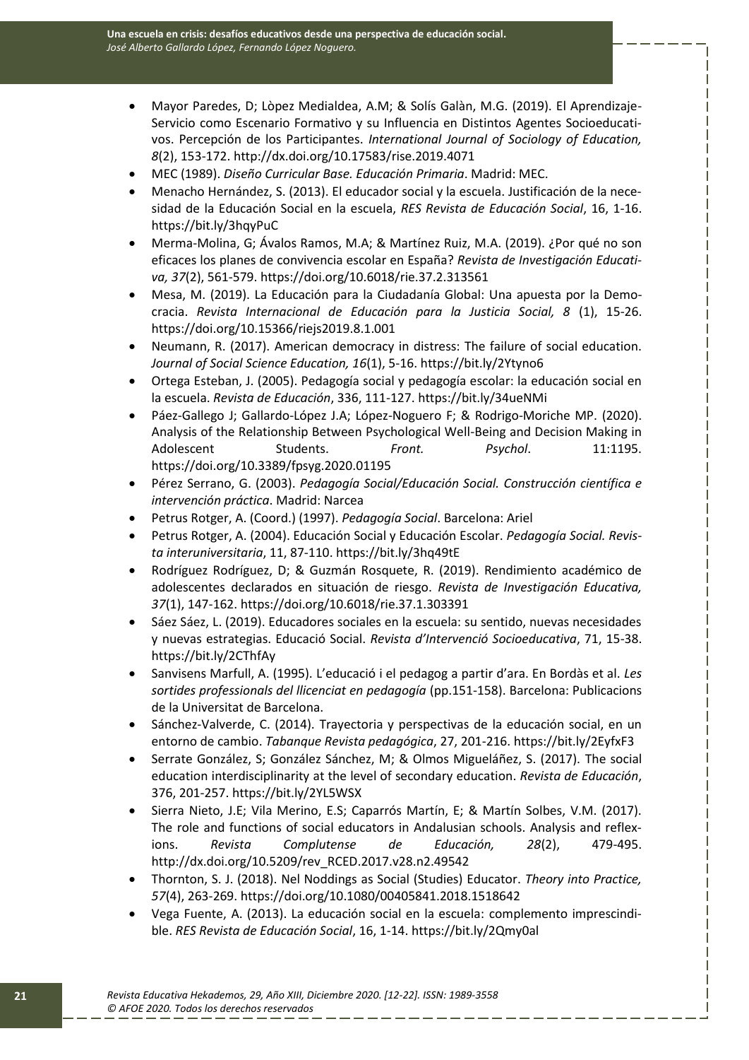- Mayor Paredes, D; Lòpez Medialdea, A.M; & Solís Galàn, M.G. (2019). El Aprendizaje-Servicio como Escenario Formativo y su Influencia en Distintos Agentes Socioeducativos. Percepción de los Participantes. *International Journal of Sociology of Education, 8*(2), 153-172. http://dx.doi.org/10.17583/rise.2019.4071
- MEC (1989). *Diseño Curricular Base. Educación Primaria*. Madrid: MEC.
- Menacho Hernández, S. (2013). El educador social y la escuela. Justificación de la necesidad de la Educación Social en la escuela, *RES Revista de Educación Social*, 16, 1-16. https://bit.ly/3hqyPuC
- Merma-Molina, G; Ávalos Ramos, M.A; & Martínez Ruiz, M.A. (2019). ¿Por qué no son eficaces los planes de convivencia escolar en España? *Revista de Investigación Educativa, 37*(2), 561-579. https://doi.org/10.6018/rie.37.2.313561
- Mesa, M. (2019). La Educación para la Ciudadanía Global: Una apuesta por la Democracia. *Revista Internacional de Educación para la Justicia Social, 8* (1), 15-26. https://doi.org/10.15366/riejs2019.8.1.001
- Neumann, R. (2017). American democracy in distress: The failure of social education. *Journal of Social Science Education, 16*(1), 5-16. https://bit.ly/2Ytyno6
- Ortega Esteban, J. (2005). Pedagogía social y pedagogía escolar: la educación social en la escuela. *Revista de Educación*, 336, 111-127. https://bit.ly/34ueNMi
- Páez-Gallego J; Gallardo-López J.A; López-Noguero F; & Rodrigo-Moriche MP. (2020). Analysis of the Relationship Between Psychological Well-Being and Decision Making in Adolescent Students. *Front. Psychol*. 11:1195. https://doi.org/10.3389/fpsyg.2020.01195
- Pérez Serrano, G. (2003). *Pedagogía Social/Educación Social. Construcción científica e intervención práctica*. Madrid: Narcea
- Petrus Rotger, A. (Coord.) (1997). *Pedagogía Social*. Barcelona: Ariel
- Petrus Rotger, A. (2004). Educación Social y Educación Escolar. *Pedagogía Social. Revista interuniversitaria*, 11, 87-110. https://bit.ly/3hq49tE
- Rodríguez Rodríguez, D; & Guzmán Rosquete, R. (2019). Rendimiento académico de adolescentes declarados en situación de riesgo. *Revista de Investigación Educativa, 37*(1), 147-162. https://doi.org/10.6018/rie.37.1.303391
- Sáez Sáez, L. (2019). Educadores sociales en la escuela: su sentido, nuevas necesidades y nuevas estrategias. Educació Social. *Revista d'Intervenció Socioeducativa*, 71, 15-38. https://bit.ly/2CThfAy
- Sanvisens Marfull, A. (1995). L'educació i el pedagog a partir d'ara. En Bordàs et al. *Les sortides professionals del llicenciat en pedagogía* (pp.151-158). Barcelona: Publicacions de la Universitat de Barcelona.
- Sánchez-Valverde, C. (2014). Trayectoria y perspectivas de la educación social, en un entorno de cambio. *Tabanque Revista pedagógica*, 27, 201-216. https://bit.ly/2EyfxF3
- Serrate González, S; González Sánchez, M; & Olmos Migueláñez, S. (2017). The social education interdisciplinarity at the level of secondary education. *Revista de Educación*, 376, 201-257. https://bit.ly/2YL5WSX
- Sierra Nieto, J.E; Vila Merino, E.S; Caparrós Martín, E; & Martín Solbes, V.M. (2017). The role and functions of social educators in Andalusian schools. Analysis and reflexions. *Revista Complutense de Educación, 28*(2), 479-495. http://dx.doi.org/10.5209/rev_RCED.2017.v28.n2.49542
- Thornton, S. J. (2018). Nel Noddings as Social (Studies) Educator. *Theory into Practice, 57*(4), 263-269. https://doi.org/10.1080/00405841.2018.1518642
- Vega Fuente, A. (2013). La educación social en la escuela: complemento imprescindible. *RES Revista de Educación Social*, 16, 1-14. https://bit.ly/2Qmy0al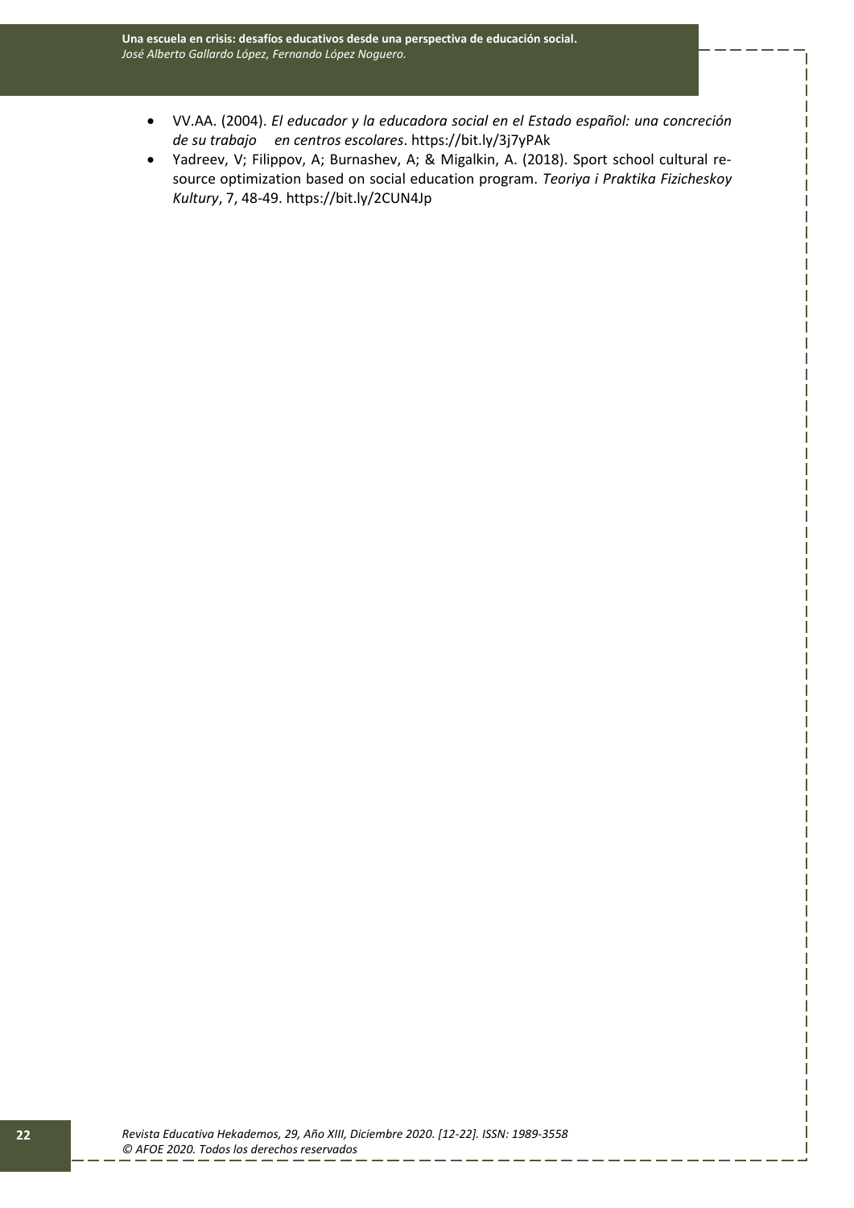- VV.AA. (2004). *El educador y la educadora social en el Estado español: una concreción de su trabajo en centros escolares*. https://bit.ly/3j7yPAk
- Yadreev, V; Filippov, A; Burnashev, A; & Migalkin, A. (2018). Sport school cultural resource optimization based on social education program. *Teoriya i Praktika Fizicheskoy Kultury*, 7, 48-49. https://bit.ly/2CUN4Jp